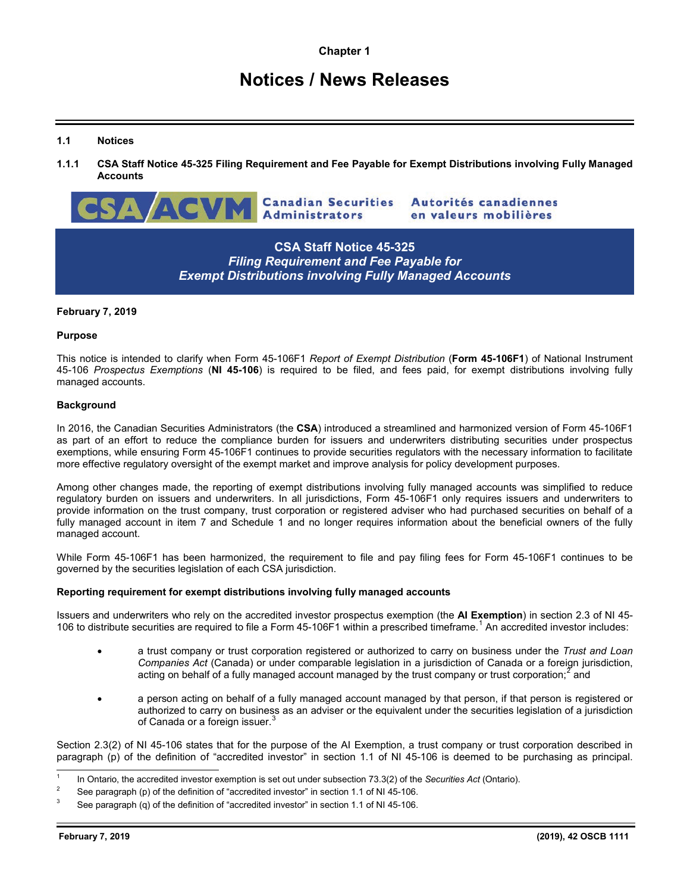# Chapter 1

# Notices / News Releases

## 1.1 Notices

### 1.1.1 CSA Staff Notice 45-325 Filing Requirement and Fee Payable for Exempt Distributions involving Fully Managed Accounts

**CSA/ACVM** Canadian Securities Administrators | Autorités canadiennes en valeurs mobilières

**CSA Staff Notice 45-325**
***Filing Requirement and Fee Payable for Exempt Distributions involving Fully Managed Accounts***

**February 7, 2019**

**Purpose**

This notice is intended to clarify when Form 45-106F1 *Report of Exempt Distribution* (**Form 45-106F1**) of National Instrument 45-106 *Prospectus Exemptions* (**NI 45-106**) is required to be filed, and fees paid, for exempt distributions involving fully managed accounts.

**Background**

In 2016, the Canadian Securities Administrators (the **CSA**) introduced a streamlined and harmonized version of Form 45-106F1 as part of an effort to reduce the compliance burden for issuers and underwriters distributing securities under prospectus exemptions, while ensuring Form 45-106F1 continues to provide securities regulators with the necessary information to facilitate more effective regulatory oversight of the exempt market and improve analysis for policy development purposes.

Among other changes made, the reporting of exempt distributions involving fully managed accounts was simplified to reduce regulatory burden on issuers and underwriters. In all jurisdictions, Form 45-106F1 only requires issuers and underwriters to provide information on the trust company, trust corporation or registered adviser who had purchased securities on behalf of a fully managed account in item 7 and Schedule 1 and no longer requires information about the beneficial owners of the fully managed account.

While Form 45-106F1 has been harmonized, the requirement to file and pay filing fees for Form 45-106F1 continues to be governed by the securities legislation of each CSA jurisdiction.

**Reporting requirement for exempt distributions involving fully managed accounts**

Issuers and underwriters who rely on the accredited investor prospectus exemption (the **AI Exemption**) in section 2.3 of NI 45-106 to distribute securities are required to file a Form 45-106F1 within a prescribed timeframe.[1] An accredited investor includes:

- a trust company or trust corporation registered or authorized to carry on business under the *Trust and Loan Companies Act* (Canada) or under comparable legislation in a jurisdiction of Canada or a foreign jurisdiction, acting on behalf of a fully managed account managed by the trust company or trust corporation;[2] and
- a person acting on behalf of a fully managed account managed by that person, if that person is registered or authorized to carry on business as an adviser or the equivalent under the securities legislation of a jurisdiction of Canada or a foreign issuer.[3]

Section 2.3(2) of NI 45-106 states that for the purpose of the AI Exemption, a trust company or trust corporation described in paragraph (p) of the definition of "accredited investor" in section 1.1 of NI 45-106 is deemed to be purchasing as principal.

[1] In Ontario, the accredited investor exemption is set out under subsection 73.3(2) of the *Securities Act* (Ontario).

[2] See paragraph (p) of the definition of "accredited investor" in section 1.1 of NI 45-106.

[3] See paragraph (q) of the definition of "accredited investor" in section 1.1 of NI 45-106.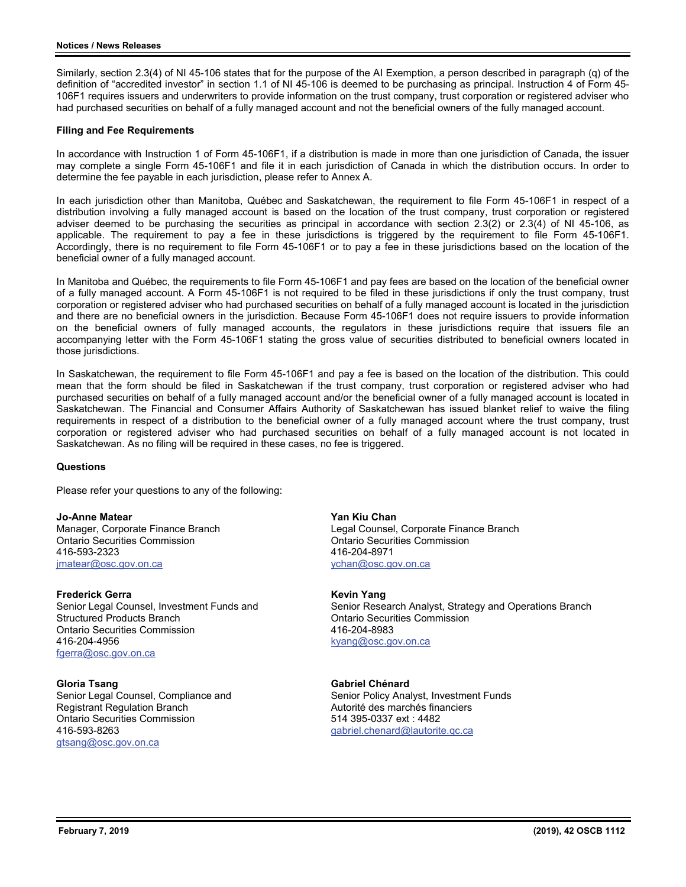Similarly, section 2.3(4) of NI 45-106 states that for the purpose of the AI Exemption, a person described in paragraph (q) of the definition of "accredited investor" in section 1.1 of NI 45-106 is deemed to be purchasing as principal. Instruction 4 of Form 45-106F1 requires issuers and underwriters to provide information on the trust company, trust corporation or registered adviser who had purchased securities on behalf of a fully managed account and not the beneficial owners of the fully managed account.

**Filing and Fee Requirements**

In accordance with Instruction 1 of Form 45-106F1, if a distribution is made in more than one jurisdiction of Canada, the issuer may complete a single Form 45-106F1 and file it in each jurisdiction of Canada in which the distribution occurs. In order to determine the fee payable in each jurisdiction, please refer to Annex A.

In each jurisdiction other than Manitoba, Québec and Saskatchewan, the requirement to file Form 45-106F1 in respect of a distribution involving a fully managed account is based on the location of the trust company, trust corporation or registered adviser deemed to be purchasing the securities as principal in accordance with section 2.3(2) or 2.3(4) of NI 45-106, as applicable. The requirement to pay a fee in these jurisdictions is triggered by the requirement to file Form 45-106F1. Accordingly, there is no requirement to file Form 45-106F1 or to pay a fee in these jurisdictions based on the location of the beneficial owner of a fully managed account.

In Manitoba and Québec, the requirements to file Form 45-106F1 and pay fees are based on the location of the beneficial owner of a fully managed account. A Form 45-106F1 is not required to be filed in these jurisdictions if only the trust company, trust corporation or registered adviser who had purchased securities on behalf of a fully managed account is located in the jurisdiction and there are no beneficial owners in the jurisdiction. Because Form 45-106F1 does not require issuers to provide information on the beneficial owners of fully managed accounts, the regulators in these jurisdictions require that issuers file an accompanying letter with the Form 45-106F1 stating the gross value of securities distributed to beneficial owners located in those jurisdictions.

In Saskatchewan, the requirement to file Form 45-106F1 and pay a fee is based on the location of the distribution. This could mean that the form should be filed in Saskatchewan if the trust company, trust corporation or registered adviser who had purchased securities on behalf of a fully managed account and/or the beneficial owner of a fully managed account is located in Saskatchewan. The Financial and Consumer Affairs Authority of Saskatchewan has issued blanket relief to waive the filing requirements in respect of a distribution to the beneficial owner of a fully managed account where the trust company, trust corporation or registered adviser who had purchased securities on behalf of a fully managed account is not located in Saskatchewan. As no filing will be required in these cases, no fee is triggered.

**Questions**

Please refer your questions to any of the following:

**Jo-Anne Matear**
Manager, Corporate Finance Branch
Ontario Securities Commission
416-593-2323
jmatear@osc.gov.on.ca

**Frederick Gerra**
Senior Legal Counsel, Investment Funds and Structured Products Branch
Ontario Securities Commission
416-204-4956
fgerra@osc.gov.on.ca

**Gloria Tsang**
Senior Legal Counsel, Compliance and Registrant Regulation Branch
Ontario Securities Commission
416-593-8263
gtsang@osc.gov.on.ca

**Yan Kiu Chan**
Legal Counsel, Corporate Finance Branch
Ontario Securities Commission
416-204-8971
ychan@osc.gov.on.ca

**Kevin Yang**
Senior Research Analyst, Strategy and Operations Branch
Ontario Securities Commission
416-204-8983
kyang@osc.gov.on.ca

**Gabriel Chénard**
Senior Policy Analyst, Investment Funds
Autorité des marchés financiers
514 395-0337 ext : 4482
gabriel.chenard@lautorite.qc.ca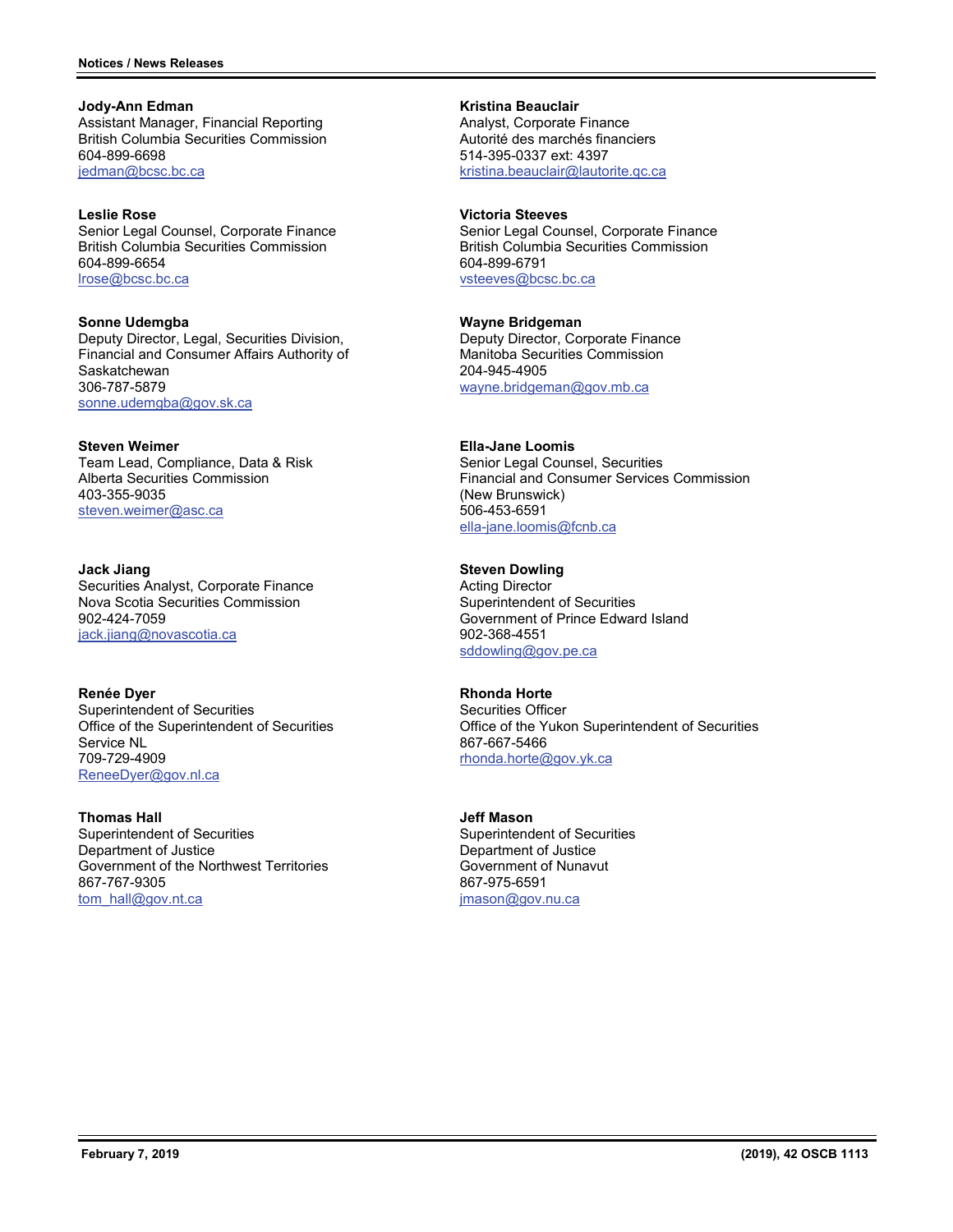**Jody-Ann Edman**
Assistant Manager, Financial Reporting
British Columbia Securities Commission
604-899-6698
jedman@bcsc.bc.ca

**Kristina Beauclair**
Analyst, Corporate Finance
Autorité des marchés financiers
514-395-0337 ext: 4397
kristina.beauclair@lautorite.qc.ca

**Leslie Rose**
Senior Legal Counsel, Corporate Finance
British Columbia Securities Commission
604-899-6654
lrose@bcsc.bc.ca

**Victoria Steeves**
Senior Legal Counsel, Corporate Finance
British Columbia Securities Commission
604-899-6791
vsteeves@bcsc.bc.ca

**Sonne Udemgba**
Deputy Director, Legal, Securities Division,
Financial and Consumer Affairs Authority of Saskatchewan
306-787-5879
sonne.udemgba@gov.sk.ca

**Wayne Bridgeman**
Deputy Director, Corporate Finance
Manitoba Securities Commission
204-945-4905
wayne.bridgeman@gov.mb.ca

**Steven Weimer**
Team Lead, Compliance, Data & Risk
Alberta Securities Commission
403-355-9035
steven.weimer@asc.ca

**Ella-Jane Loomis**
Senior Legal Counsel, Securities
Financial and Consumer Services Commission (New Brunswick)
506-453-6591
ella-jane.loomis@fcnb.ca

**Jack Jiang**
Securities Analyst, Corporate Finance
Nova Scotia Securities Commission
902-424-7059
jack.jiang@novascotia.ca

**Steven Dowling**
Acting Director
Superintendent of Securities
Government of Prince Edward Island
902-368-4551
sddowling@gov.pe.ca

**Renée Dyer**
Superintendent of Securities
Office of the Superintendent of Securities
Service NL
709-729-4909
ReneeDyer@gov.nl.ca

**Rhonda Horte**
Securities Officer
Office of the Yukon Superintendent of Securities
867-667-5466
rhonda.horte@gov.yk.ca

**Thomas Hall**
Superintendent of Securities
Department of Justice
Government of the Northwest Territories
867-767-9305
tom_hall@gov.nt.ca

**Jeff Mason**
Superintendent of Securities
Department of Justice
Government of Nunavut
867-975-6591
jmason@gov.nu.ca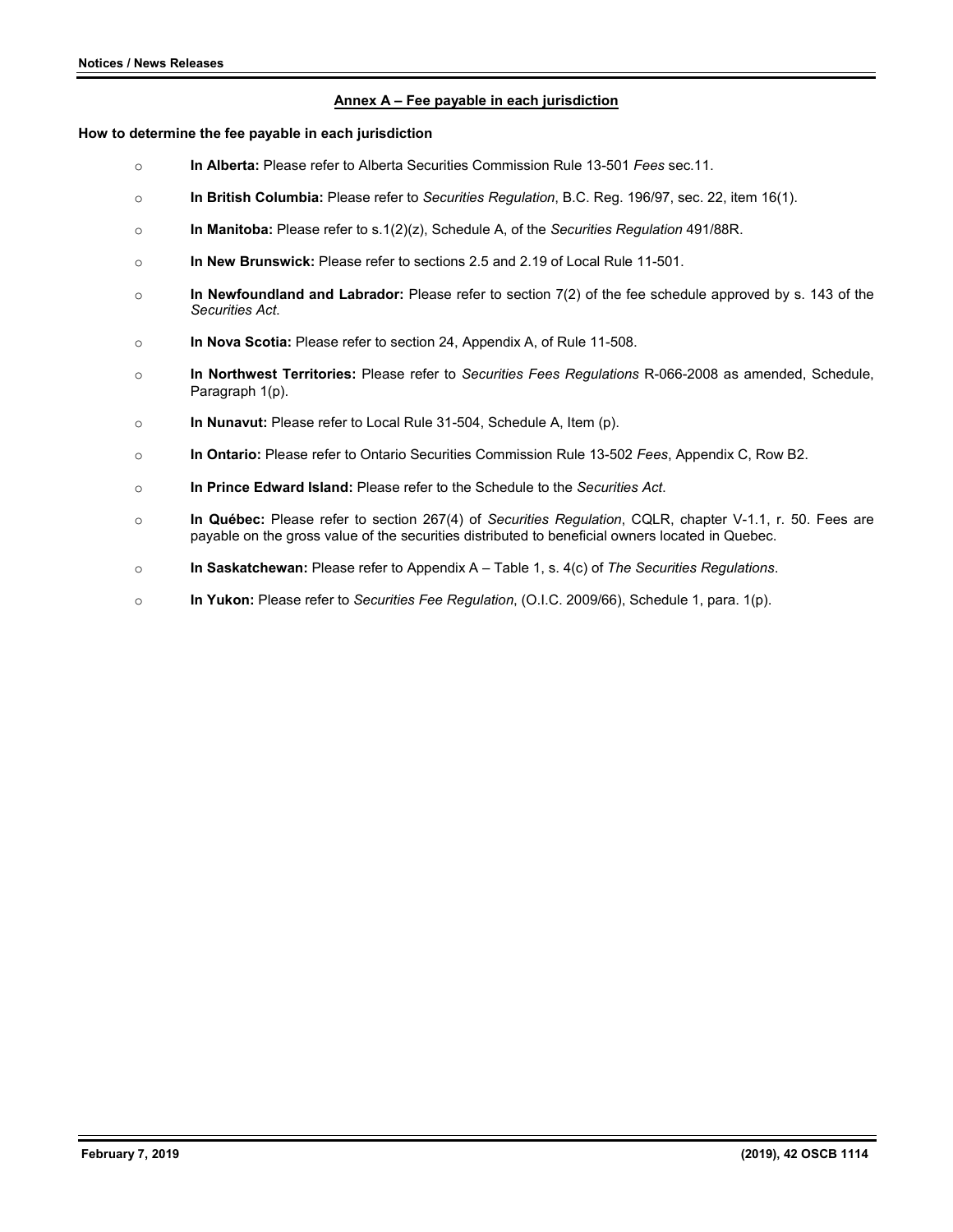## Annex A – Fee payable in each jurisdiction

**How to determine the fee payable in each jurisdiction**

- **In Alberta:** Please refer to Alberta Securities Commission Rule 13-501 *Fees* sec.11.
- **In British Columbia:** Please refer to *Securities Regulation*, B.C. Reg. 196/97, sec. 22, item 16(1).
- **In Manitoba:** Please refer to s.1(2)(z), Schedule A, of the *Securities Regulation* 491/88R.
- **In New Brunswick:** Please refer to sections 2.5 and 2.19 of Local Rule 11-501.
- **In Newfoundland and Labrador:** Please refer to section 7(2) of the fee schedule approved by s. 143 of the *Securities Act*.
- **In Nova Scotia:** Please refer to section 24, Appendix A, of Rule 11-508.
- **In Northwest Territories:** Please refer to *Securities Fees Regulations* R-066-2008 as amended, Schedule, Paragraph 1(p).
- **In Nunavut:** Please refer to Local Rule 31-504, Schedule A, Item (p).
- **In Ontario:** Please refer to Ontario Securities Commission Rule 13-502 *Fees*, Appendix C, Row B2.
- **In Prince Edward Island:** Please refer to the Schedule to the *Securities Act*.
- **In Québec:** Please refer to section 267(4) of *Securities Regulation*, CQLR, chapter V-1.1, r. 50. Fees are payable on the gross value of the securities distributed to beneficial owners located in Quebec.
- **In Saskatchewan:** Please refer to Appendix A – Table 1, s. 4(c) of *The Securities Regulations*.
- **In Yukon:** Please refer to *Securities Fee Regulation*, (O.I.C. 2009/66), Schedule 1, para. 1(p).